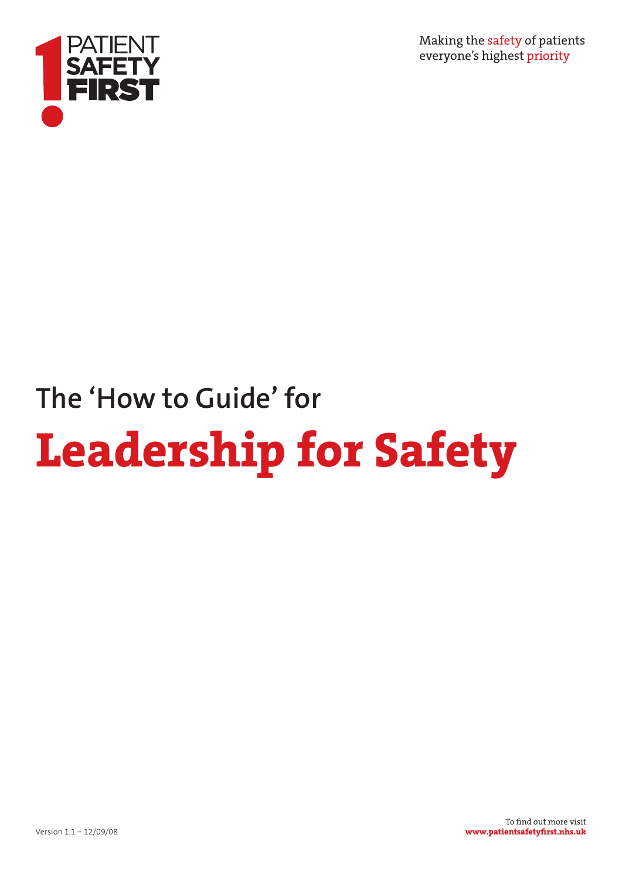PATIENT SAFETY FIRST

Making the safety of patients everyone's highest priority

# The 'How to Guide' for

# Leadership for Safety

Version 1.1 – 12/09/08

To find out more visit
**www.patientsafetyfirst.nhs.uk**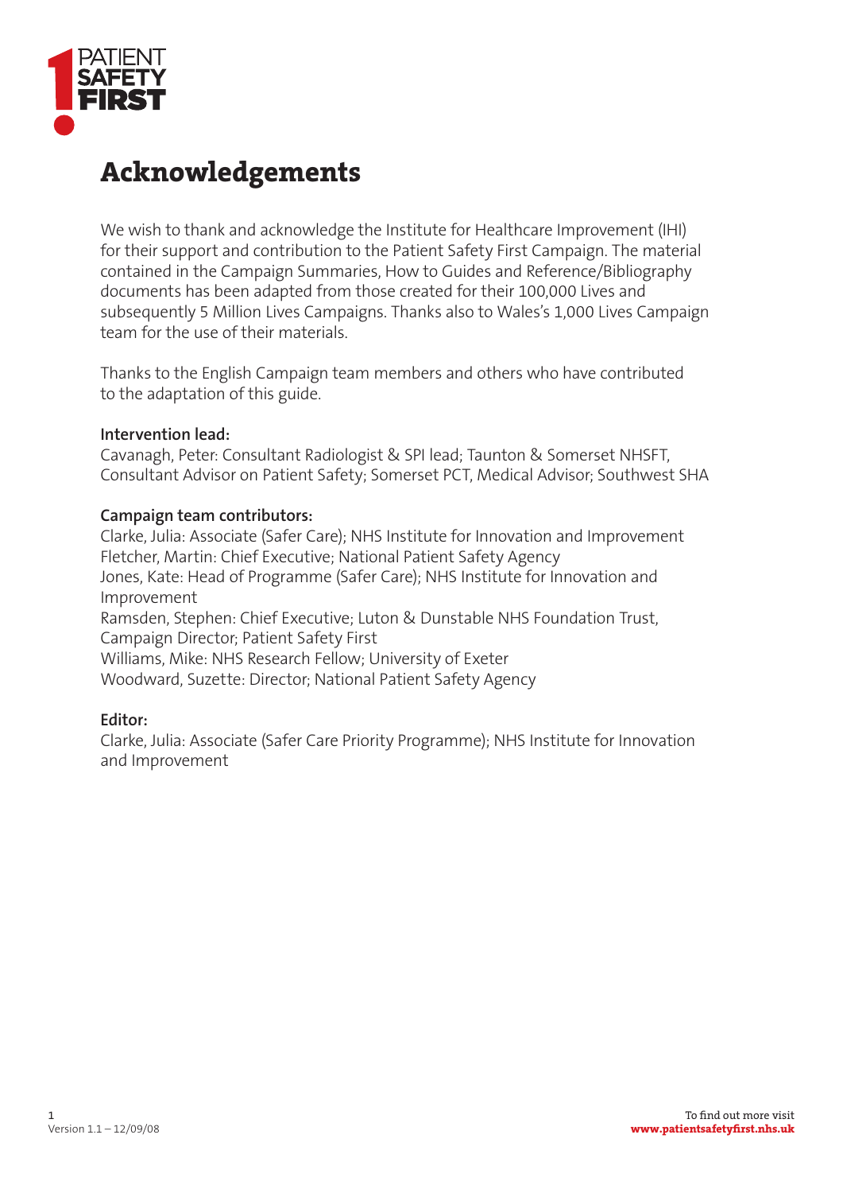# Acknowledgements

We wish to thank and acknowledge the Institute for Healthcare Improvement (IHI) for their support and contribution to the Patient Safety First Campaign. The material contained in the Campaign Summaries, How to Guides and Reference/Bibliography documents has been adapted from those created for their 100,000 Lives and subsequently 5 Million Lives Campaigns. Thanks also to Wales's 1,000 Lives Campaign team for the use of their materials.

Thanks to the English Campaign team members and others who have contributed to the adaptation of this guide.

**Intervention lead:**
Cavanagh, Peter: Consultant Radiologist & SPI lead; Taunton & Somerset NHSFT, Consultant Advisor on Patient Safety; Somerset PCT, Medical Advisor; Southwest SHA

**Campaign team contributors:**
Clarke, Julia: Associate (Safer Care); NHS Institute for Innovation and Improvement
Fletcher, Martin: Chief Executive; National Patient Safety Agency
Jones, Kate: Head of Programme (Safer Care); NHS Institute for Innovation and Improvement
Ramsden, Stephen: Chief Executive; Luton & Dunstable NHS Foundation Trust, Campaign Director; Patient Safety First
Williams, Mike: NHS Research Fellow; University of Exeter
Woodward, Suzette: Director; National Patient Safety Agency

**Editor:**
Clarke, Julia: Associate (Safer Care Priority Programme); NHS Institute for Innovation and Improvement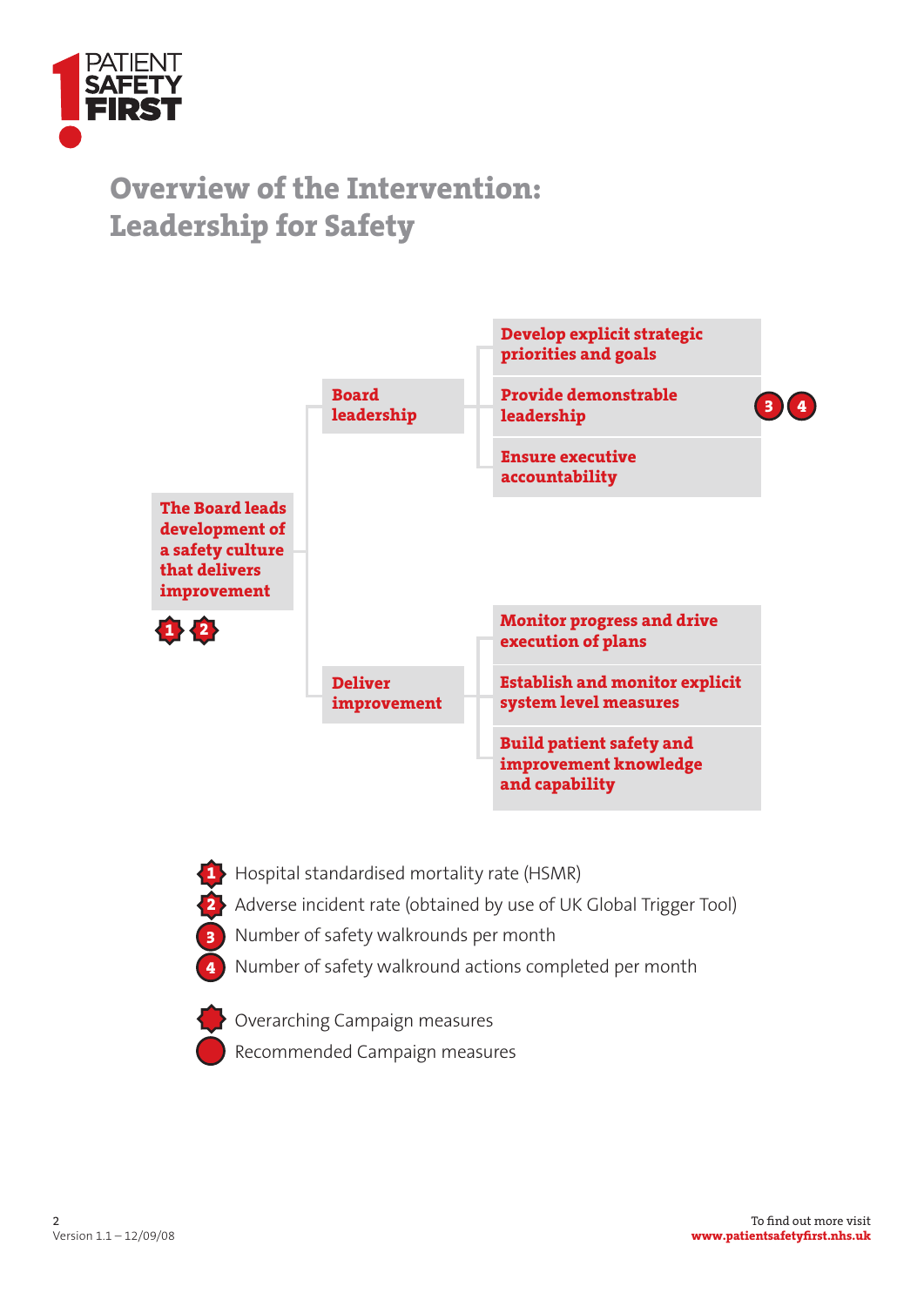# Overview of the Intervention: Leadership for Safety

- **The Board leads development of a safety culture that delivers improvement** (1) (2)
  - **Board leadership**
    - **Develop explicit strategic priorities and goals**
    - **Provide demonstrable leadership** (3) (4)
    - **Ensure executive accountability**
  - **Deliver improvement**
    - **Monitor progress and drive execution of plans**
    - **Establish and monitor explicit system level measures**
    - **Build patient safety and improvement knowledge and capability**

1. Hospital standardised mortality rate (HSMR)
2. Adverse incident rate (obtained by use of UK Global Trigger Tool)
3. Number of safety walkrounds per month
4. Number of safety walkround actions completed per month

Star symbol (1, 2): Overarching Campaign measures

Circle symbol (3, 4): Recommended Campaign measures

Version 1.1 – 12/09/08

To find out more visit **www.patientsafetyfirst.nhs.uk**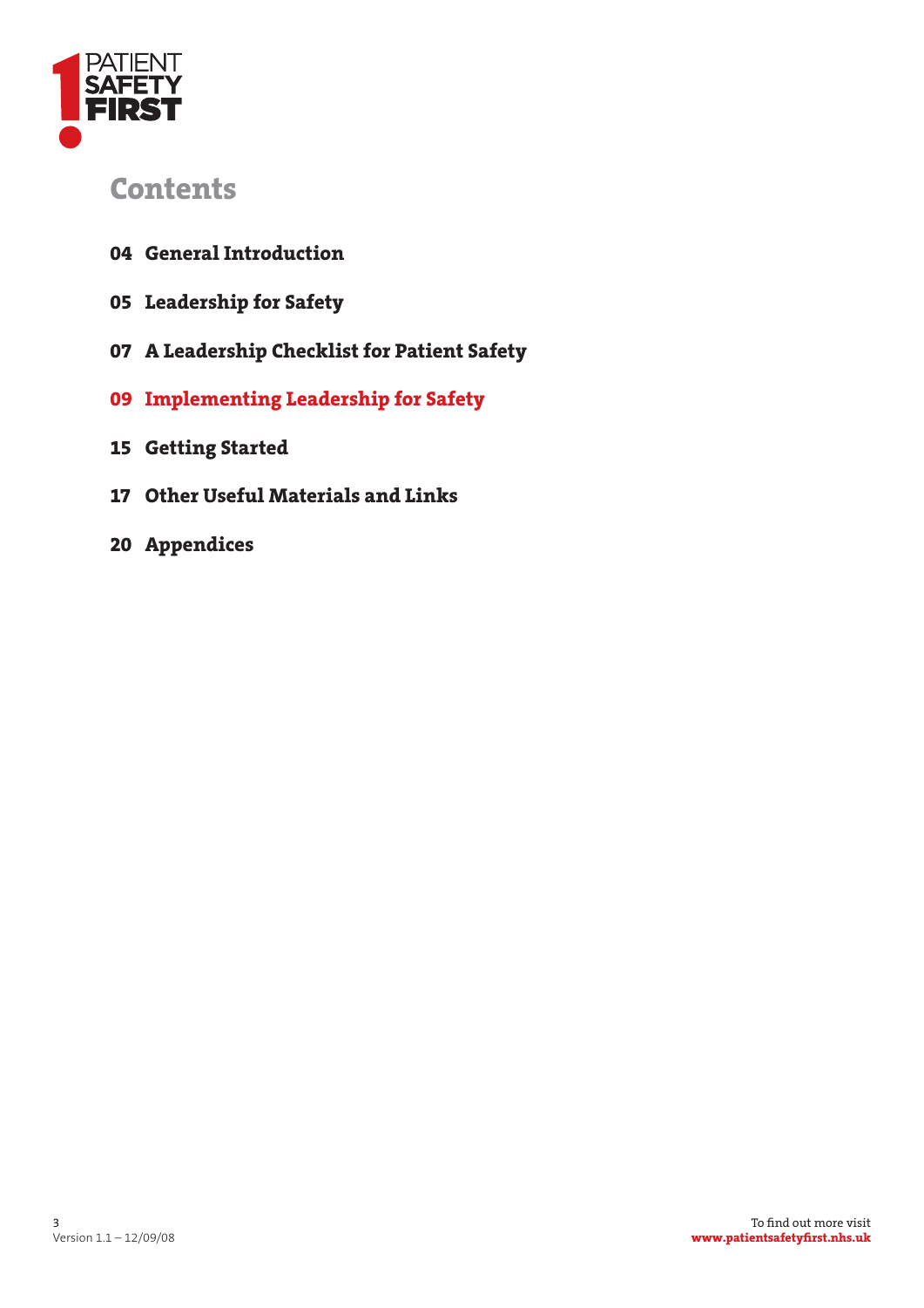# Contents

**04 General Introduction**

**05 Leadership for Safety**

**07 A Leadership Checklist for Patient Safety**

**09 Implementing Leadership for Safety**

**15 Getting Started**

**17 Other Useful Materials and Links**

**20 Appendices**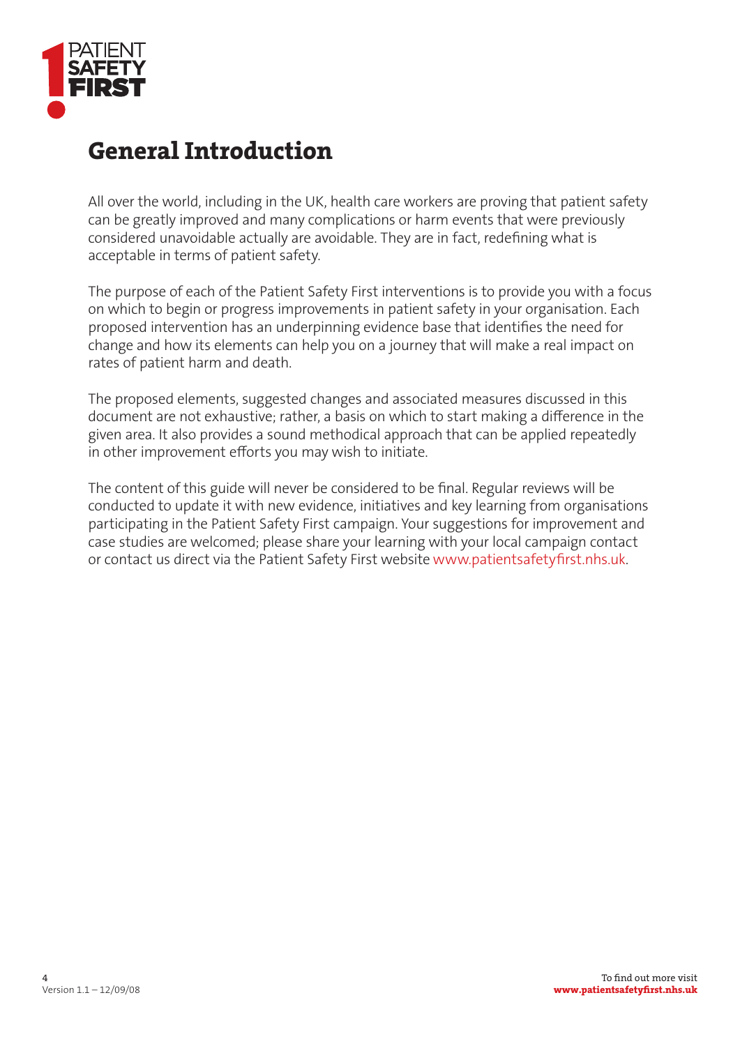# General Introduction

All over the world, including in the UK, health care workers are proving that patient safety can be greatly improved and many complications or harm events that were previously considered unavoidable actually are avoidable. They are in fact, redefining what is acceptable in terms of patient safety.

The purpose of each of the Patient Safety First interventions is to provide you with a focus on which to begin or progress improvements in patient safety in your organisation. Each proposed intervention has an underpinning evidence base that identifies the need for change and how its elements can help you on a journey that will make a real impact on rates of patient harm and death.

The proposed elements, suggested changes and associated measures discussed in this document are not exhaustive; rather, a basis on which to start making a difference in the given area. It also provides a sound methodical approach that can be applied repeatedly in other improvement efforts you may wish to initiate.

The content of this guide will never be considered to be final. Regular reviews will be conducted to update it with new evidence, initiatives and key learning from organisations participating in the Patient Safety First campaign. Your suggestions for improvement and case studies are welcomed; please share your learning with your local campaign contact or contact us direct via the Patient Safety First website www.patientsafetyfirst.nhs.uk.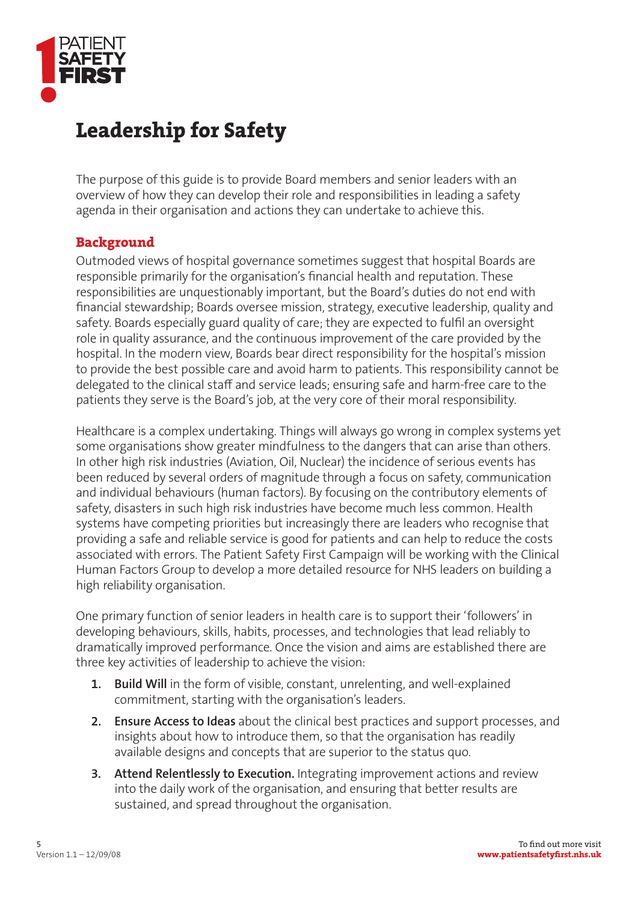# Leadership for Safety

The purpose of this guide is to provide Board members and senior leaders with an overview of how they can develop their role and responsibilities in leading a safety agenda in their organisation and actions they can undertake to achieve this.

## Background

Outmoded views of hospital governance sometimes suggest that hospital Boards are responsible primarily for the organisation's financial health and reputation. These responsibilities are unquestionably important, but the Board's duties do not end with financial stewardship; Boards oversee mission, strategy, executive leadership, quality and safety. Boards especially guard quality of care; they are expected to fulfil an oversight role in quality assurance, and the continuous improvement of the care provided by the hospital. In the modern view, Boards bear direct responsibility for the hospital's mission to provide the best possible care and avoid harm to patients. This responsibility cannot be delegated to the clinical staff and service leads; ensuring safe and harm-free care to the patients they serve is the Board's job, at the very core of their moral responsibility.

Healthcare is a complex undertaking. Things will always go wrong in complex systems yet some organisations show greater mindfulness to the dangers that can arise than others. In other high risk industries (Aviation, Oil, Nuclear) the incidence of serious events has been reduced by several orders of magnitude through a focus on safety, communication and individual behaviours (human factors). By focusing on the contributory elements of safety, disasters in such high risk industries have become much less common. Health systems have competing priorities but increasingly there are leaders who recognise that providing a safe and reliable service is good for patients and can help to reduce the costs associated with errors. The Patient Safety First Campaign will be working with the Clinical Human Factors Group to develop a more detailed resource for NHS leaders on building a high reliability organisation.

One primary function of senior leaders in health care is to support their 'followers' in developing behaviours, skills, habits, processes, and technologies that lead reliably to dramatically improved performance. Once the vision and aims are established there are three key activities of leadership to achieve the vision:

1. **Build Will** in the form of visible, constant, unrelenting, and well-explained commitment, starting with the organisation's leaders.
2. **Ensure Access to Ideas** about the clinical best practices and support processes, and insights about how to introduce them, so that the organisation has readily available designs and concepts that are superior to the status quo.
3. **Attend Relentlessly to Execution.** Integrating improvement actions and review into the daily work of the organisation, and ensuring that better results are sustained, and spread throughout the organisation.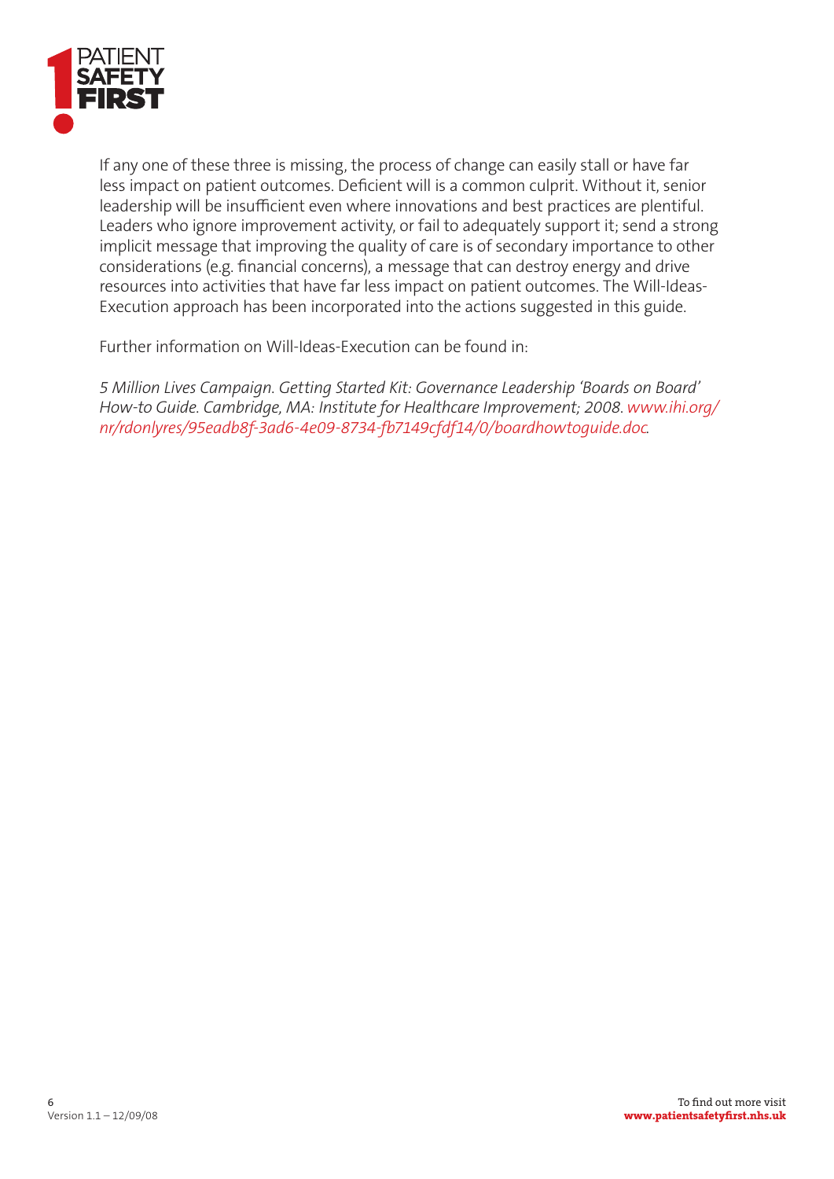If any one of these three is missing, the process of change can easily stall or have far less impact on patient outcomes. Deficient will is a common culprit. Without it, senior leadership will be insufficient even where innovations and best practices are plentiful. Leaders who ignore improvement activity, or fail to adequately support it; send a strong implicit message that improving the quality of care is of secondary importance to other considerations (e.g. financial concerns), a message that can destroy energy and drive resources into activities that have far less impact on patient outcomes. The Will-Ideas-Execution approach has been incorporated into the actions suggested in this guide.

Further information on Will-Ideas-Execution can be found in:

*5 Million Lives Campaign. Getting Started Kit: Governance Leadership 'Boards on Board' How-to Guide. Cambridge, MA: Institute for Healthcare Improvement; 2008. www.ihi.org/nr/rdonlyres/95eadb8f-3ad6-4e09-8734-fb7149cfdf14/0/boardhowtoguide.doc.*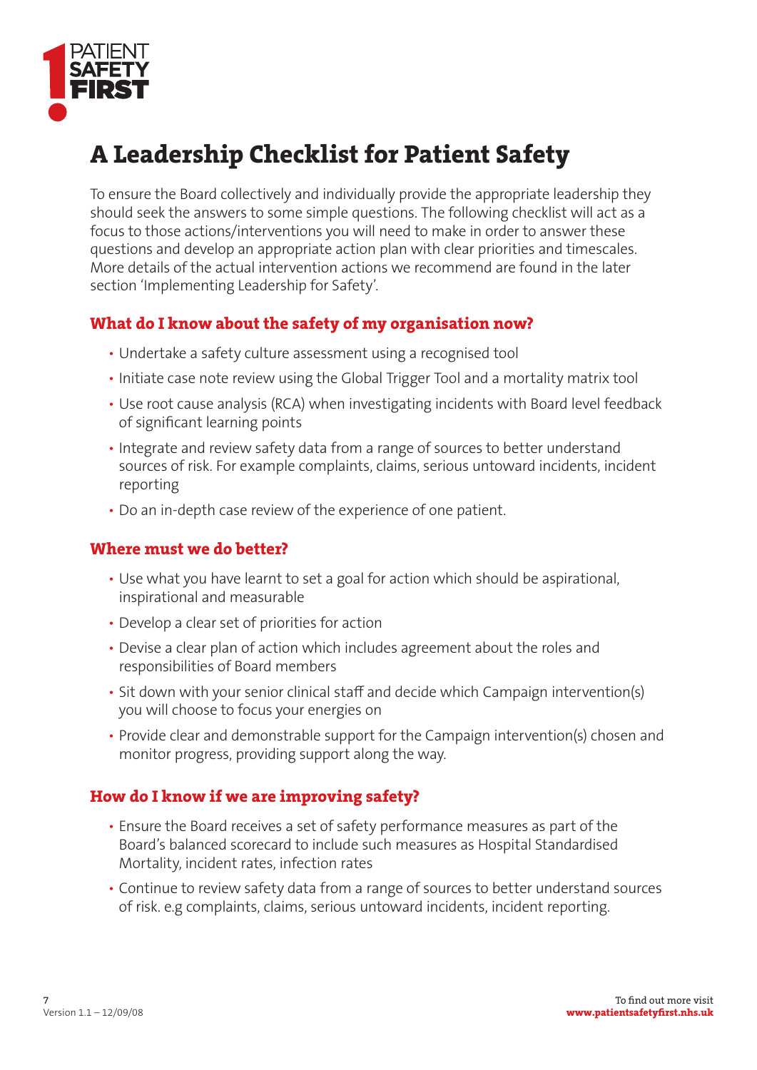# A Leadership Checklist for Patient Safety

To ensure the Board collectively and individually provide the appropriate leadership they should seek the answers to some simple questions. The following checklist will act as a focus to those actions/interventions you will need to make in order to answer these questions and develop an appropriate action plan with clear priorities and timescales. More details of the actual intervention actions we recommend are found in the later section 'Implementing Leadership for Safety'.

## What do I know about the safety of my organisation now?

- Undertake a safety culture assessment using a recognised tool
- Initiate case note review using the Global Trigger Tool and a mortality matrix tool
- Use root cause analysis (RCA) when investigating incidents with Board level feedback of significant learning points
- Integrate and review safety data from a range of sources to better understand sources of risk. For example complaints, claims, serious untoward incidents, incident reporting
- Do an in-depth case review of the experience of one patient.

## Where must we do better?

- Use what you have learnt to set a goal for action which should be aspirational, inspirational and measurable
- Develop a clear set of priorities for action
- Devise a clear plan of action which includes agreement about the roles and responsibilities of Board members
- Sit down with your senior clinical staff and decide which Campaign intervention(s) you will choose to focus your energies on
- Provide clear and demonstrable support for the Campaign intervention(s) chosen and monitor progress, providing support along the way.

## How do I know if we are improving safety?

- Ensure the Board receives a set of safety performance measures as part of the Board's balanced scorecard to include such measures as Hospital Standardised Mortality, incident rates, infection rates
- Continue to review safety data from a range of sources to better understand sources of risk. e.g complaints, claims, serious untoward incidents, incident reporting.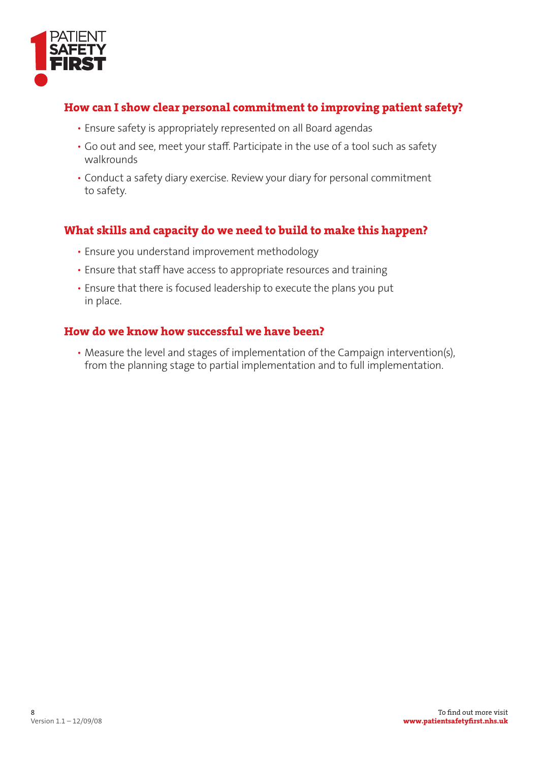## How can I show clear personal commitment to improving patient safety?

- Ensure safety is appropriately represented on all Board agendas
- Go out and see, meet your staff. Participate in the use of a tool such as safety walkrounds
- Conduct a safety diary exercise. Review your diary for personal commitment to safety.

## What skills and capacity do we need to build to make this happen?

- Ensure you understand improvement methodology
- Ensure that staff have access to appropriate resources and training
- Ensure that there is focused leadership to execute the plans you put in place.

## How do we know how successful we have been?

- Measure the level and stages of implementation of the Campaign intervention(s), from the planning stage to partial implementation and to full implementation.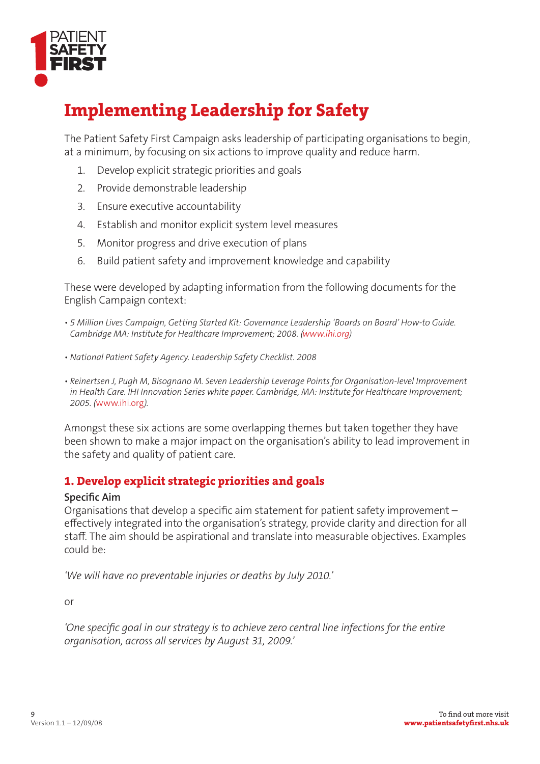# Implementing Leadership for Safety

The Patient Safety First Campaign asks leadership of participating organisations to begin, at a minimum, by focusing on six actions to improve quality and reduce harm.

1. Develop explicit strategic priorities and goals
2. Provide demonstrable leadership
3. Ensure executive accountability
4. Establish and monitor explicit system level measures
5. Monitor progress and drive execution of plans
6. Build patient safety and improvement knowledge and capability

These were developed by adapting information from the following documents for the English Campaign context:

- *5 Million Lives Campaign, Getting Started Kit: Governance Leadership 'Boards on Board' How-to Guide. Cambridge MA: Institute for Healthcare Improvement; 2008. (www.ihi.org)*
- *National Patient Safety Agency. Leadership Safety Checklist. 2008*
- *Reinertsen J, Pugh M, Bisognano M. Seven Leadership Leverage Points for Organisation-level Improvement in Health Care. IHI Innovation Series white paper. Cambridge, MA: Institute for Healthcare Improvement; 2005. (www.ihi.org).*

Amongst these six actions are some overlapping themes but taken together they have been shown to make a major impact on the organisation's ability to lead improvement in the safety and quality of patient care.

## 1. Develop explicit strategic priorities and goals

**Specific Aim**

Organisations that develop a specific aim statement for patient safety improvement – effectively integrated into the organisation's strategy, provide clarity and direction for all staff. The aim should be aspirational and translate into measurable objectives. Examples could be:

*'We will have no preventable injuries or deaths by July 2010.'*

or

*'One specific goal in our strategy is to achieve zero central line infections for the entire organisation, across all services by August 31, 2009.'*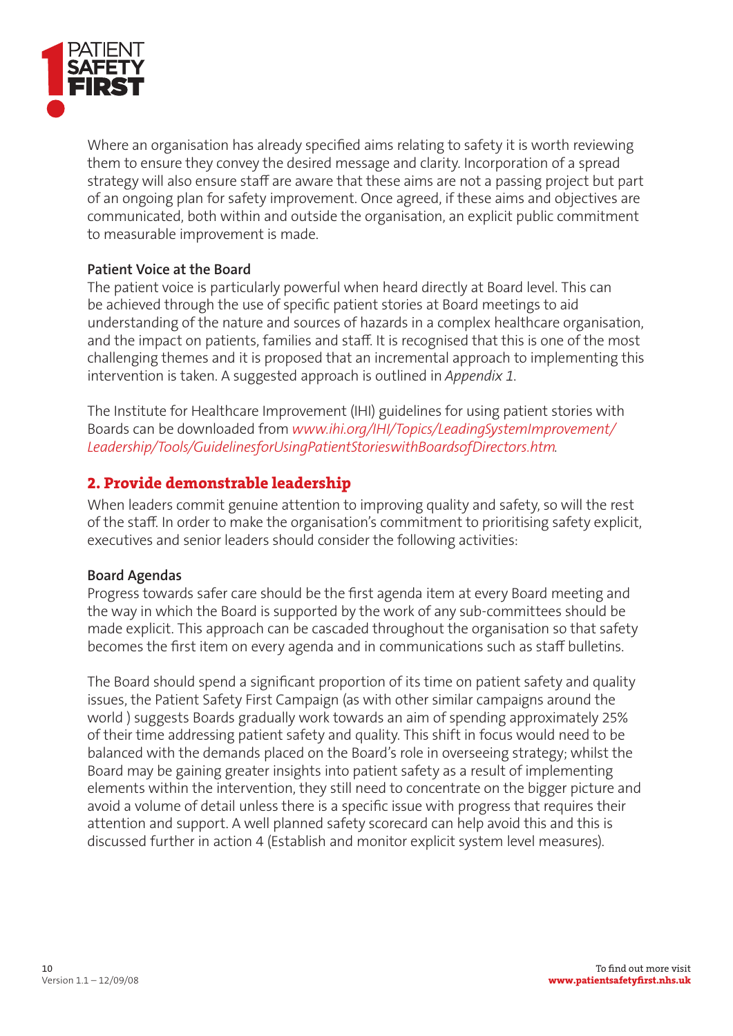Where an organisation has already specified aims relating to safety it is worth reviewing them to ensure they convey the desired message and clarity. Incorporation of a spread strategy will also ensure staff are aware that these aims are not a passing project but part of an ongoing plan for safety improvement. Once agreed, if these aims and objectives are communicated, both within and outside the organisation, an explicit public commitment to measurable improvement is made.

**Patient Voice at the Board**

The patient voice is particularly powerful when heard directly at Board level. This can be achieved through the use of specific patient stories at Board meetings to aid understanding of the nature and sources of hazards in a complex healthcare organisation, and the impact on patients, families and staff. It is recognised that this is one of the most challenging themes and it is proposed that an incremental approach to implementing this intervention is taken. A suggested approach is outlined in *Appendix 1*.

The Institute for Healthcare Improvement (IHI) guidelines for using patient stories with Boards can be downloaded from *www.ihi.org/IHI/Topics/LeadingSystemImprovement/Leadership/Tools/GuidelinesforUsingPatientStorieswithBoardsofDirectors.htm*.

## 2. Provide demonstrable leadership

When leaders commit genuine attention to improving quality and safety, so will the rest of the staff. In order to make the organisation's commitment to prioritising safety explicit, executives and senior leaders should consider the following activities:

**Board Agendas**

Progress towards safer care should be the first agenda item at every Board meeting and the way in which the Board is supported by the work of any sub-committees should be made explicit. This approach can be cascaded throughout the organisation so that safety becomes the first item on every agenda and in communications such as staff bulletins.

The Board should spend a significant proportion of its time on patient safety and quality issues, the Patient Safety First Campaign (as with other similar campaigns around the world ) suggests Boards gradually work towards an aim of spending approximately 25% of their time addressing patient safety and quality. This shift in focus would need to be balanced with the demands placed on the Board's role in overseeing strategy; whilst the Board may be gaining greater insights into patient safety as a result of implementing elements within the intervention, they still need to concentrate on the bigger picture and avoid a volume of detail unless there is a specific issue with progress that requires their attention and support. A well planned safety scorecard can help avoid this and this is discussed further in action 4 (Establish and monitor explicit system level measures).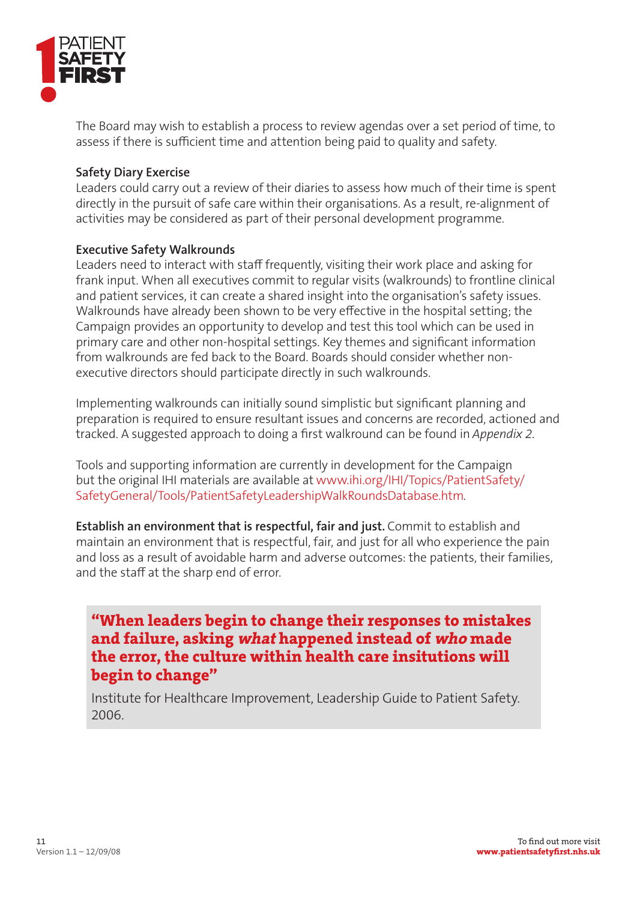The Board may wish to establish a process to review agendas over a set period of time, to assess if there is sufficient time and attention being paid to quality and safety.

**Safety Diary Exercise**

Leaders could carry out a review of their diaries to assess how much of their time is spent directly in the pursuit of safe care within their organisations. As a result, re-alignment of activities may be considered as part of their personal development programme.

**Executive Safety Walkrounds**

Leaders need to interact with staff frequently, visiting their work place and asking for frank input. When all executives commit to regular visits (walkrounds) to frontline clinical and patient services, it can create a shared insight into the organisation's safety issues. Walkrounds have already been shown to be very effective in the hospital setting; the Campaign provides an opportunity to develop and test this tool which can be used in primary care and other non-hospital settings. Key themes and significant information from walkrounds are fed back to the Board. Boards should consider whether non-executive directors should participate directly in such walkrounds.

Implementing walkrounds can initially sound simplistic but significant planning and preparation is required to ensure resultant issues and concerns are recorded, actioned and tracked. A suggested approach to doing a first walkround can be found in *Appendix 2*.

Tools and supporting information are currently in development for the Campaign but the original IHI materials are available at www.ihi.org/IHI/Topics/PatientSafety/SafetyGeneral/Tools/PatientSafetyLeadershipWalkRoundsDatabase.htm.

**Establish an environment that is respectful, fair and just.** Commit to establish and maintain an environment that is respectful, fair, and just for all who experience the pain and loss as a result of avoidable harm and adverse outcomes: the patients, their families, and the staff at the sharp end of error.

> **"When leaders begin to change their responses to mistakes and failure, asking *what* happened instead of *who* made the error, the culture within health care insitutions will begin to change"**
>
> Institute for Healthcare Improvement, Leadership Guide to Patient Safety. 2006.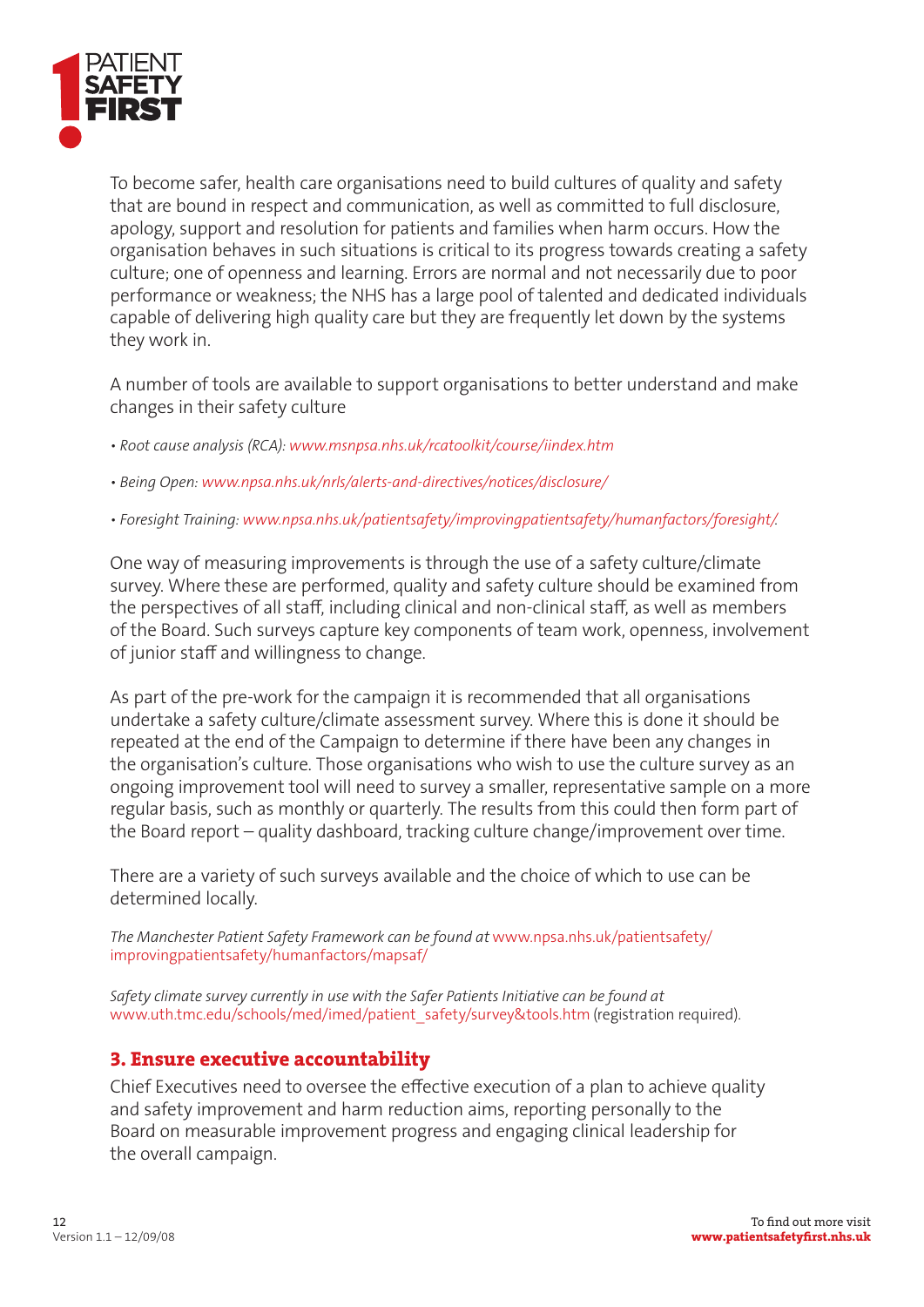To become safer, health care organisations need to build cultures of quality and safety that are bound in respect and communication, as well as committed to full disclosure, apology, support and resolution for patients and families when harm occurs. How the organisation behaves in such situations is critical to its progress towards creating a safety culture; one of openness and learning. Errors are normal and not necessarily due to poor performance or weakness; the NHS has a large pool of talented and dedicated individuals capable of delivering high quality care but they are frequently let down by the systems they work in.

A number of tools are available to support organisations to better understand and make changes in their safety culture

- *Root cause analysis (RCA): www.msnpsa.nhs.uk/rcatoolkit/course/iindex.htm*
- *Being Open: www.npsa.nhs.uk/nrls/alerts-and-directives/notices/disclosure/*
- *Foresight Training: www.npsa.nhs.uk/patientsafety/improvingpatientsafety/humanfactors/foresight/.*

One way of measuring improvements is through the use of a safety culture/climate survey. Where these are performed, quality and safety culture should be examined from the perspectives of all staff, including clinical and non-clinical staff, as well as members of the Board. Such surveys capture key components of team work, openness, involvement of junior staff and willingness to change.

As part of the pre-work for the campaign it is recommended that all organisations undertake a safety culture/climate assessment survey. Where this is done it should be repeated at the end of the Campaign to determine if there have been any changes in the organisation's culture. Those organisations who wish to use the culture survey as an ongoing improvement tool will need to survey a smaller, representative sample on a more regular basis, such as monthly or quarterly. The results from this could then form part of the Board report – quality dashboard, tracking culture change/improvement over time.

There are a variety of such surveys available and the choice of which to use can be determined locally.

*The Manchester Patient Safety Framework can be found at* www.npsa.nhs.uk/patientsafety/improvingpatientsafety/humanfactors/mapsaf/

*Safety climate survey currently in use with the Safer Patients Initiative can be found at* www.uth.tmc.edu/schools/med/imed/patient_safety/survey&tools.htm (registration required).

## 3. Ensure executive accountability

Chief Executives need to oversee the effective execution of a plan to achieve quality and safety improvement and harm reduction aims, reporting personally to the Board on measurable improvement progress and engaging clinical leadership for the overall campaign.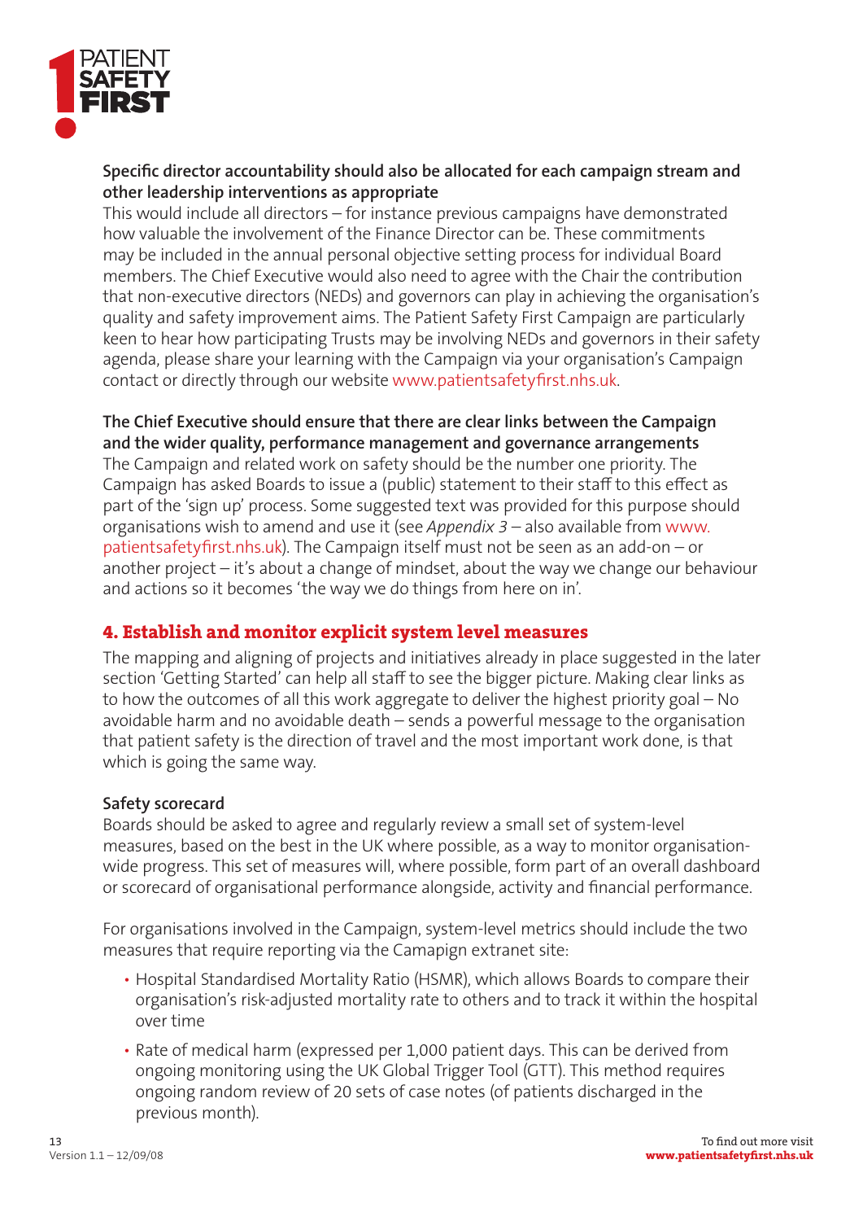**Specific director accountability should also be allocated for each campaign stream and other leadership interventions as appropriate**

This would include all directors – for instance previous campaigns have demonstrated how valuable the involvement of the Finance Director can be. These commitments may be included in the annual personal objective setting process for individual Board members. The Chief Executive would also need to agree with the Chair the contribution that non-executive directors (NEDs) and governors can play in achieving the organisation's quality and safety improvement aims. The Patient Safety First Campaign are particularly keen to hear how participating Trusts may be involving NEDs and governors in their safety agenda, please share your learning with the Campaign via your organisation's Campaign contact or directly through our website www.patientsafetyfirst.nhs.uk.

**The Chief Executive should ensure that there are clear links between the Campaign and the wider quality, performance management and governance arrangements**

The Campaign and related work on safety should be the number one priority. The Campaign has asked Boards to issue a (public) statement to their staff to this effect as part of the 'sign up' process. Some suggested text was provided for this purpose should organisations wish to amend and use it (see *Appendix 3* – also available from www.patientsafetyfirst.nhs.uk). The Campaign itself must not be seen as an add-on – or another project – it's about a change of mindset, about the way we change our behaviour and actions so it becomes 'the way we do things from here on in'.

## 4. Establish and monitor explicit system level measures

The mapping and aligning of projects and initiatives already in place suggested in the later section 'Getting Started' can help all staff to see the bigger picture. Making clear links as to how the outcomes of all this work aggregate to deliver the highest priority goal – No avoidable harm and no avoidable death – sends a powerful message to the organisation that patient safety is the direction of travel and the most important work done, is that which is going the same way.

**Safety scorecard**

Boards should be asked to agree and regularly review a small set of system-level measures, based on the best in the UK where possible, as a way to monitor organisation-wide progress. This set of measures will, where possible, form part of an overall dashboard or scorecard of organisational performance alongside, activity and financial performance.

For organisations involved in the Campaign, system-level metrics should include the two measures that require reporting via the Camapign extranet site:

- Hospital Standardised Mortality Ratio (HSMR), which allows Boards to compare their organisation's risk-adjusted mortality rate to others and to track it within the hospital over time
- Rate of medical harm (expressed per 1,000 patient days. This can be derived from ongoing monitoring using the UK Global Trigger Tool (GTT). This method requires ongoing random review of 20 sets of case notes (of patients discharged in the previous month).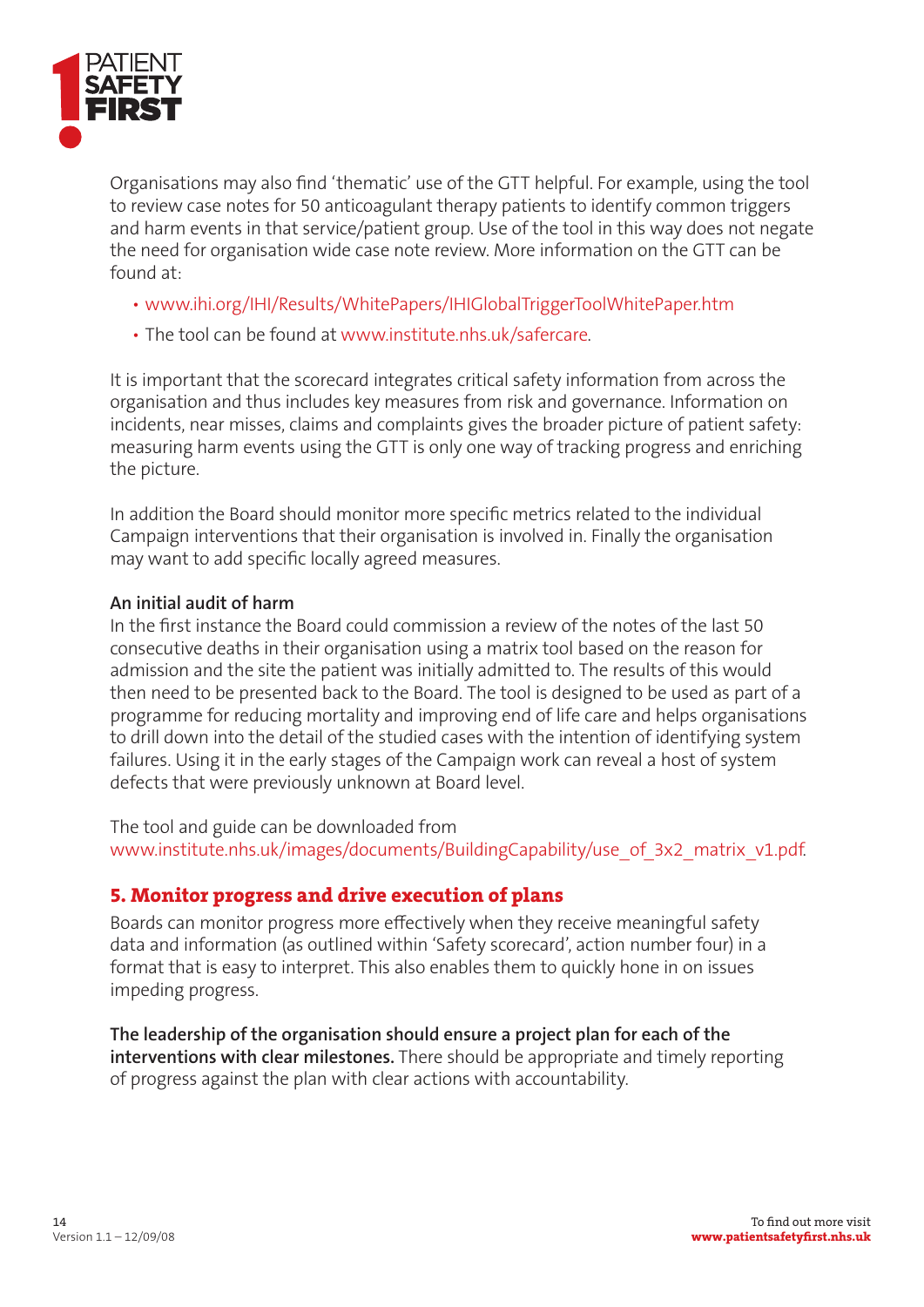Organisations may also find 'thematic' use of the GTT helpful. For example, using the tool to review case notes for 50 anticoagulant therapy patients to identify common triggers and harm events in that service/patient group. Use of the tool in this way does not negate the need for organisation wide case note review. More information on the GTT can be found at:

- www.ihi.org/IHI/Results/WhitePapers/IHIGlobalTriggerToolWhitePaper.htm
- The tool can be found at www.institute.nhs.uk/safercare.

It is important that the scorecard integrates critical safety information from across the organisation and thus includes key measures from risk and governance. Information on incidents, near misses, claims and complaints gives the broader picture of patient safety: measuring harm events using the GTT is only one way of tracking progress and enriching the picture.

In addition the Board should monitor more specific metrics related to the individual Campaign interventions that their organisation is involved in. Finally the organisation may want to add specific locally agreed measures.

**An initial audit of harm**

In the first instance the Board could commission a review of the notes of the last 50 consecutive deaths in their organisation using a matrix tool based on the reason for admission and the site the patient was initially admitted to. The results of this would then need to be presented back to the Board. The tool is designed to be used as part of a programme for reducing mortality and improving end of life care and helps organisations to drill down into the detail of the studied cases with the intention of identifying system failures. Using it in the early stages of the Campaign work can reveal a host of system defects that were previously unknown at Board level.

The tool and guide can be downloaded from www.institute.nhs.uk/images/documents/BuildingCapability/use_of_3x2_matrix_v1.pdf.

## 5. Monitor progress and drive execution of plans

Boards can monitor progress more effectively when they receive meaningful safety data and information (as outlined within 'Safety scorecard', action number four) in a format that is easy to interpret. This also enables them to quickly hone in on issues impeding progress.

**The leadership of the organisation should ensure a project plan for each of the interventions with clear milestones.** There should be appropriate and timely reporting of progress against the plan with clear actions with accountability.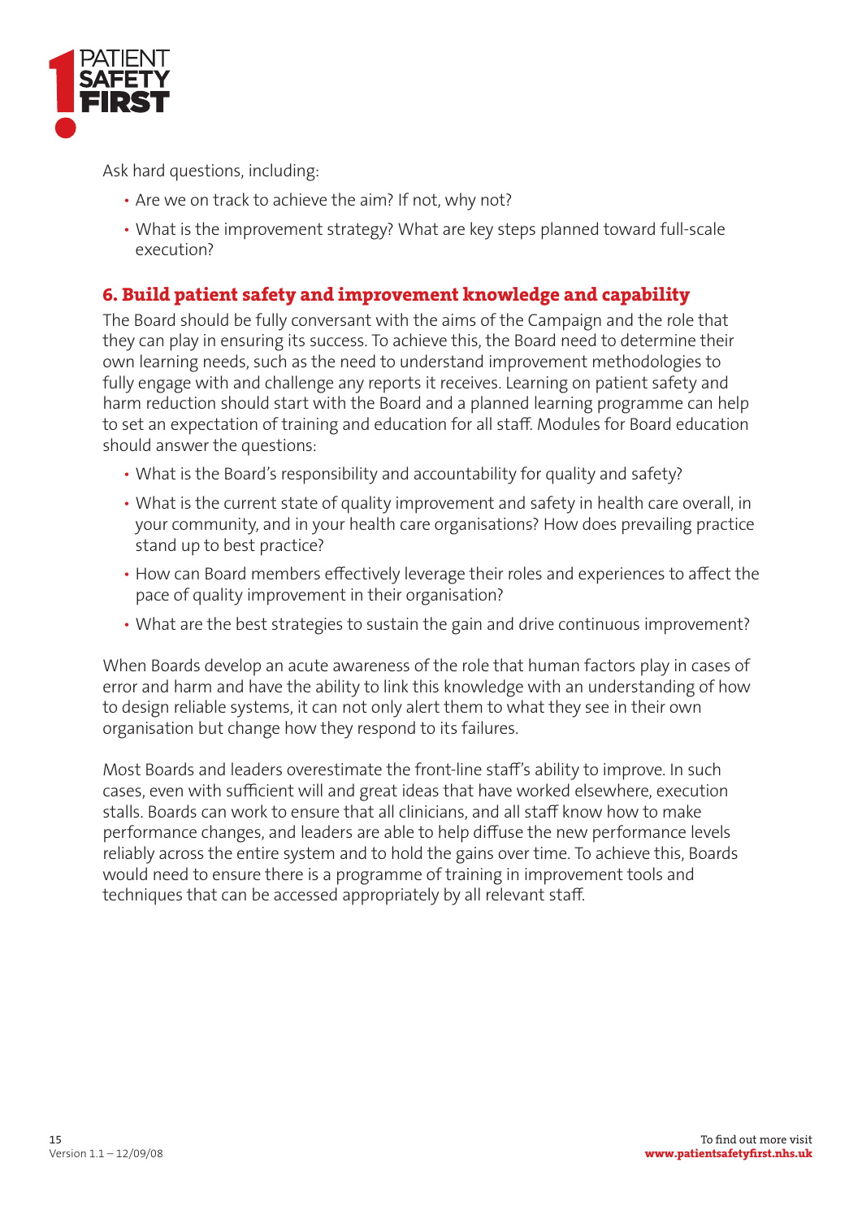Ask hard questions, including:

- Are we on track to achieve the aim? If not, why not?
- What is the improvement strategy? What are key steps planned toward full-scale execution?

## 6. Build patient safety and improvement knowledge and capability

The Board should be fully conversant with the aims of the Campaign and the role that they can play in ensuring its success. To achieve this, the Board need to determine their own learning needs, such as the need to understand improvement methodologies to fully engage with and challenge any reports it receives. Learning on patient safety and harm reduction should start with the Board and a planned learning programme can help to set an expectation of training and education for all staff. Modules for Board education should answer the questions:

- What is the Board's responsibility and accountability for quality and safety?
- What is the current state of quality improvement and safety in health care overall, in your community, and in your health care organisations? How does prevailing practice stand up to best practice?
- How can Board members effectively leverage their roles and experiences to affect the pace of quality improvement in their organisation?
- What are the best strategies to sustain the gain and drive continuous improvement?

When Boards develop an acute awareness of the role that human factors play in cases of error and harm and have the ability to link this knowledge with an understanding of how to design reliable systems, it can not only alert them to what they see in their own organisation but change how they respond to its failures.

Most Boards and leaders overestimate the front-line staff's ability to improve. In such cases, even with sufficient will and great ideas that have worked elsewhere, execution stalls. Boards can work to ensure that all clinicians, and all staff know how to make performance changes, and leaders are able to help diffuse the new performance levels reliably across the entire system and to hold the gains over time. To achieve this, Boards would need to ensure there is a programme of training in improvement tools and techniques that can be accessed appropriately by all relevant staff.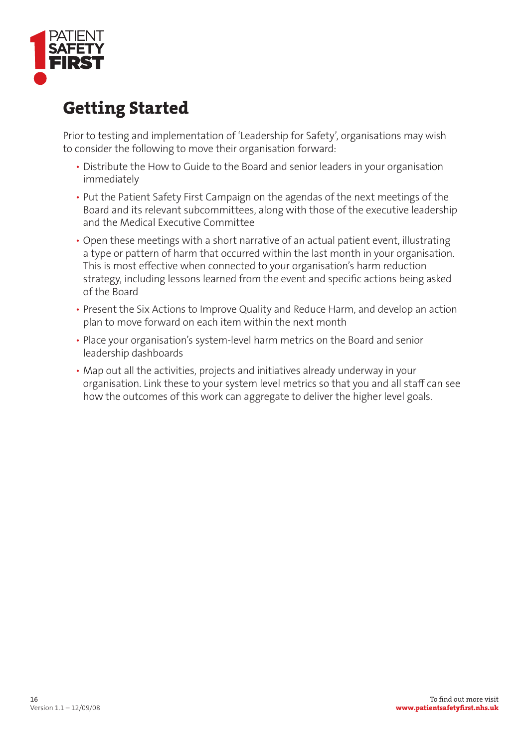# Getting Started

Prior to testing and implementation of 'Leadership for Safety', organisations may wish to consider the following to move their organisation forward:

- Distribute the How to Guide to the Board and senior leaders in your organisation immediately
- Put the Patient Safety First Campaign on the agendas of the next meetings of the Board and its relevant subcommittees, along with those of the executive leadership and the Medical Executive Committee
- Open these meetings with a short narrative of an actual patient event, illustrating a type or pattern of harm that occurred within the last month in your organisation. This is most effective when connected to your organisation's harm reduction strategy, including lessons learned from the event and specific actions being asked of the Board
- Present the Six Actions to Improve Quality and Reduce Harm, and develop an action plan to move forward on each item within the next month
- Place your organisation's system-level harm metrics on the Board and senior leadership dashboards
- Map out all the activities, projects and initiatives already underway in your organisation. Link these to your system level metrics so that you and all staff can see how the outcomes of this work can aggregate to deliver the higher level goals.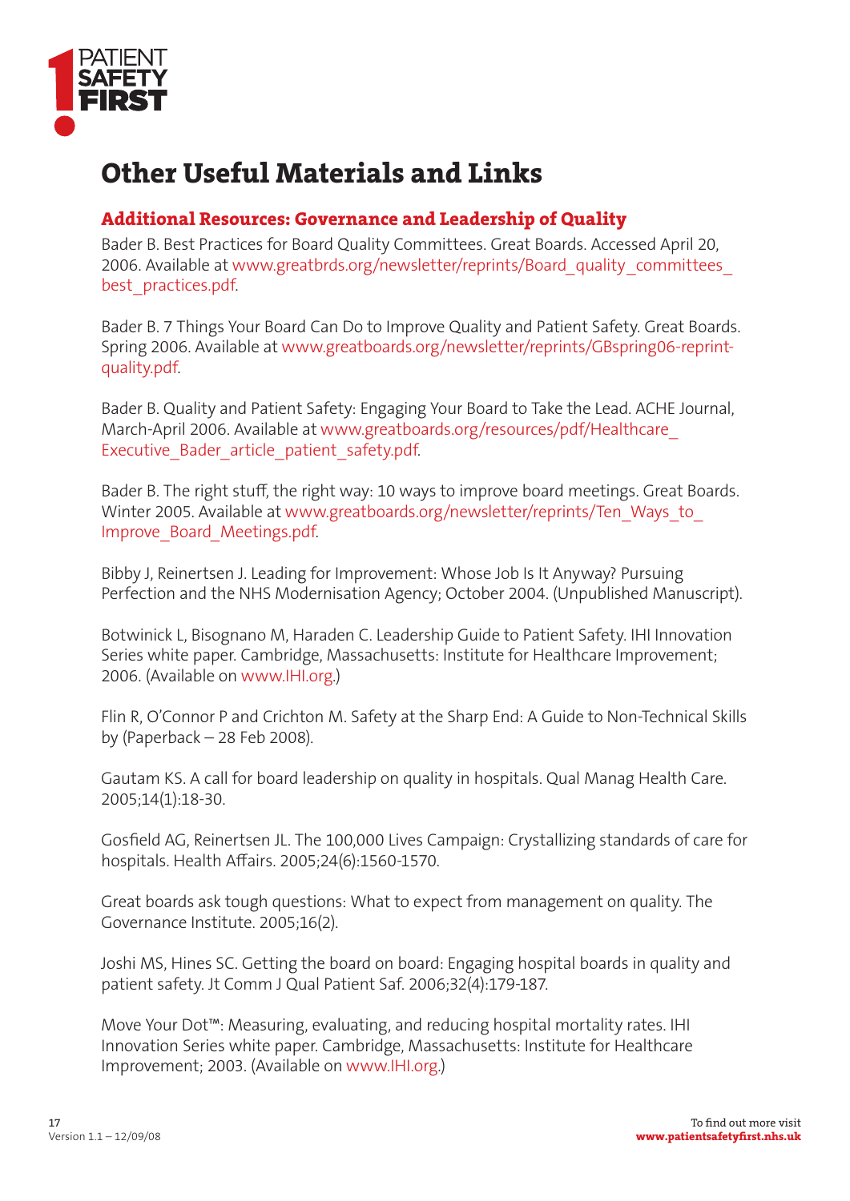# Other Useful Materials and Links

## Additional Resources: Governance and Leadership of Quality

Bader B. Best Practices for Board Quality Committees. Great Boards. Accessed April 20, 2006. Available at www.greatbrds.org/newsletter/reprints/Board_quality_committees_best_practices.pdf.

Bader B. 7 Things Your Board Can Do to Improve Quality and Patient Safety. Great Boards. Spring 2006. Available at www.greatboards.org/newsletter/reprints/GBspring06-reprint-quality.pdf.

Bader B. Quality and Patient Safety: Engaging Your Board to Take the Lead. ACHE Journal, March-April 2006. Available at www.greatboards.org/resources/pdf/Healthcare_Executive_Bader_article_patient_safety.pdf.

Bader B. The right stuff, the right way: 10 ways to improve board meetings. Great Boards. Winter 2005. Available at www.greatboards.org/newsletter/reprints/Ten_Ways_to_Improve_Board_Meetings.pdf.

Bibby J, Reinertsen J. Leading for Improvement: Whose Job Is It Anyway? Pursuing Perfection and the NHS Modernisation Agency; October 2004. (Unpublished Manuscript).

Botwinick L, Bisognano M, Haraden C. Leadership Guide to Patient Safety. IHI Innovation Series white paper. Cambridge, Massachusetts: Institute for Healthcare Improvement; 2006. (Available on www.IHI.org.)

Flin R, O'Connor P and Crichton M. Safety at the Sharp End: A Guide to Non-Technical Skills by (Paperback – 28 Feb 2008).

Gautam KS. A call for board leadership on quality in hospitals. Qual Manag Health Care. 2005;14(1):18-30.

Gosfield AG, Reinertsen JL. The 100,000 Lives Campaign: Crystallizing standards of care for hospitals. Health Affairs. 2005;24(6):1560-1570.

Great boards ask tough questions: What to expect from management on quality. The Governance Institute. 2005;16(2).

Joshi MS, Hines SC. Getting the board on board: Engaging hospital boards in quality and patient safety. Jt Comm J Qual Patient Saf. 2006;32(4):179-187.

Move Your Dot™: Measuring, evaluating, and reducing hospital mortality rates. IHI Innovation Series white paper. Cambridge, Massachusetts: Institute for Healthcare Improvement; 2003. (Available on www.IHI.org.)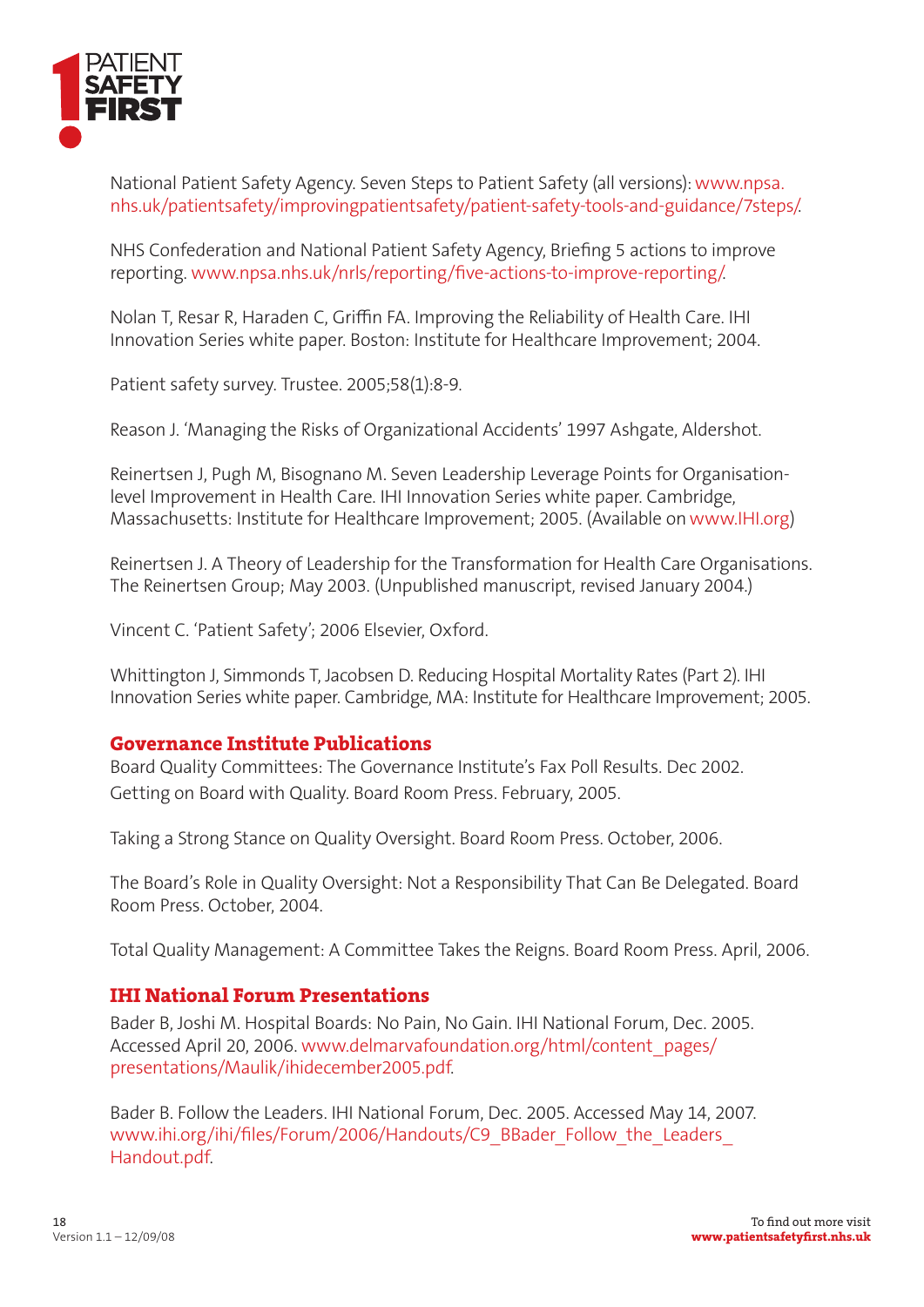National Patient Safety Agency. Seven Steps to Patient Safety (all versions): www.npsa.nhs.uk/patientsafety/improvingpatientsafety/patient-safety-tools-and-guidance/7steps/.

NHS Confederation and National Patient Safety Agency, Briefing 5 actions to improve reporting. www.npsa.nhs.uk/nrls/reporting/five-actions-to-improve-reporting/.

Nolan T, Resar R, Haraden C, Griffin FA. Improving the Reliability of Health Care. IHI Innovation Series white paper. Boston: Institute for Healthcare Improvement; 2004.

Patient safety survey. Trustee. 2005;58(1):8-9.

Reason J. 'Managing the Risks of Organizational Accidents' 1997 Ashgate, Aldershot.

Reinertsen J, Pugh M, Bisognano M. Seven Leadership Leverage Points for Organisation-level Improvement in Health Care. IHI Innovation Series white paper. Cambridge, Massachusetts: Institute for Healthcare Improvement; 2005. (Available on www.IHI.org)

Reinertsen J. A Theory of Leadership for the Transformation for Health Care Organisations. The Reinertsen Group; May 2003. (Unpublished manuscript, revised January 2004.)

Vincent C. 'Patient Safety'; 2006 Elsevier, Oxford.

Whittington J, Simmonds T, Jacobsen D. Reducing Hospital Mortality Rates (Part 2). IHI Innovation Series white paper. Cambridge, MA: Institute for Healthcare Improvement; 2005.

## Governance Institute Publications

Board Quality Committees: The Governance Institute's Fax Poll Results. Dec 2002.

Getting on Board with Quality. Board Room Press. February, 2005.

Taking a Strong Stance on Quality Oversight. Board Room Press. October, 2006.

The Board's Role in Quality Oversight: Not a Responsibility That Can Be Delegated. Board Room Press. October, 2004.

Total Quality Management: A Committee Takes the Reigns. Board Room Press. April, 2006.

## IHI National Forum Presentations

Bader B, Joshi M. Hospital Boards: No Pain, No Gain. IHI National Forum, Dec. 2005. Accessed April 20, 2006. www.delmarvafoundation.org/html/content_pages/presentations/Maulik/ihidecember2005.pdf.

Bader B. Follow the Leaders. IHI National Forum, Dec. 2005. Accessed May 14, 2007. www.ihi.org/ihi/files/Forum/2006/Handouts/C9_BBader_Follow_the_Leaders_Handout.pdf.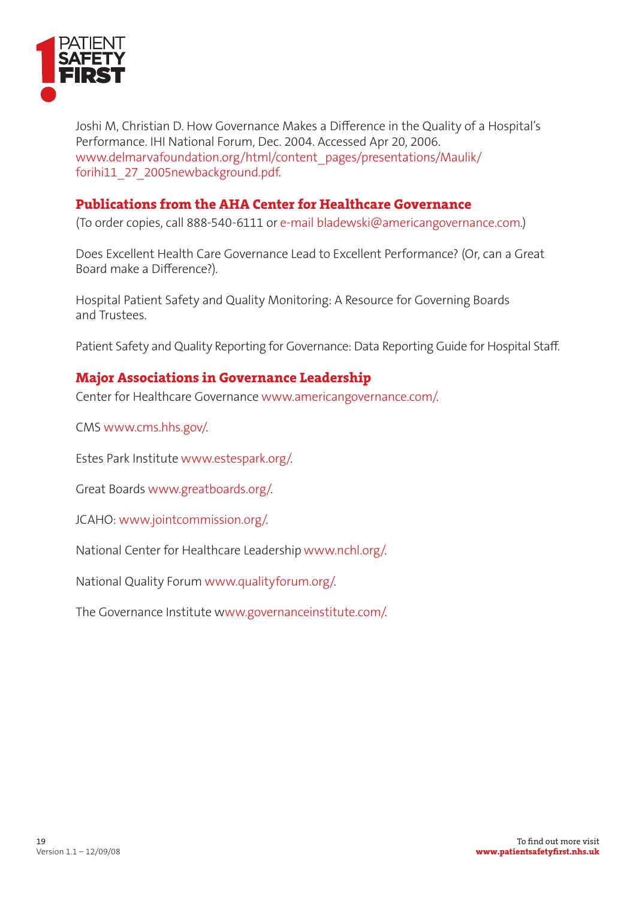Joshi M, Christian D. How Governance Makes a Difference in the Quality of a Hospital's Performance. IHI National Forum, Dec. 2004. Accessed Apr 20, 2006. www.delmarvafoundation.org/html/content_pages/presentations/Maulik/forihi11_27_2005newbackground.pdf.

## Publications from the AHA Center for Healthcare Governance

(To order copies, call 888-540-6111 or e-mail bladewski@americangovernance.com.)

Does Excellent Health Care Governance Lead to Excellent Performance? (Or, can a Great Board make a Difference?).

Hospital Patient Safety and Quality Monitoring: A Resource for Governing Boards and Trustees.

Patient Safety and Quality Reporting for Governance: Data Reporting Guide for Hospital Staff.

## Major Associations in Governance Leadership

Center for Healthcare Governance www.americangovernance.com/.

CMS www.cms.hhs.gov/.

Estes Park Institute www.estespark.org/.

Great Boards www.greatboards.org/.

JCAHO: www.jointcommission.org/.

National Center for Healthcare Leadership www.nchl.org/.

National Quality Forum www.qualityforum.org/.

The Governance Institute www.governanceinstitute.com/.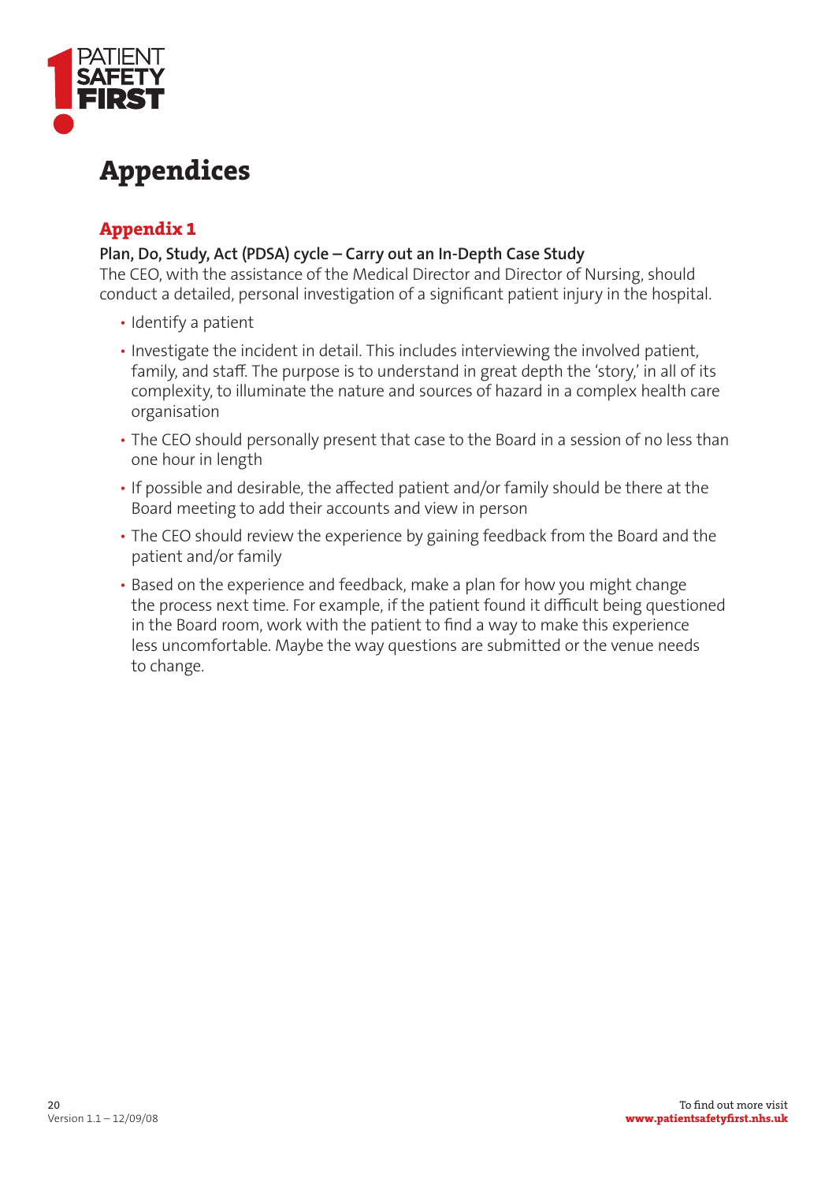# Appendices

## Appendix 1

**Plan, Do, Study, Act (PDSA) cycle – Carry out an In-Depth Case Study**

The CEO, with the assistance of the Medical Director and Director of Nursing, should conduct a detailed, personal investigation of a significant patient injury in the hospital.

- Identify a patient
- Investigate the incident in detail. This includes interviewing the involved patient, family, and staff. The purpose is to understand in great depth the 'story,' in all of its complexity, to illuminate the nature and sources of hazard in a complex health care organisation
- The CEO should personally present that case to the Board in a session of no less than one hour in length
- If possible and desirable, the affected patient and/or family should be there at the Board meeting to add their accounts and view in person
- The CEO should review the experience by gaining feedback from the Board and the patient and/or family
- Based on the experience and feedback, make a plan for how you might change the process next time. For example, if the patient found it difficult being questioned in the Board room, work with the patient to find a way to make this experience less uncomfortable. Maybe the way questions are submitted or the venue needs to change.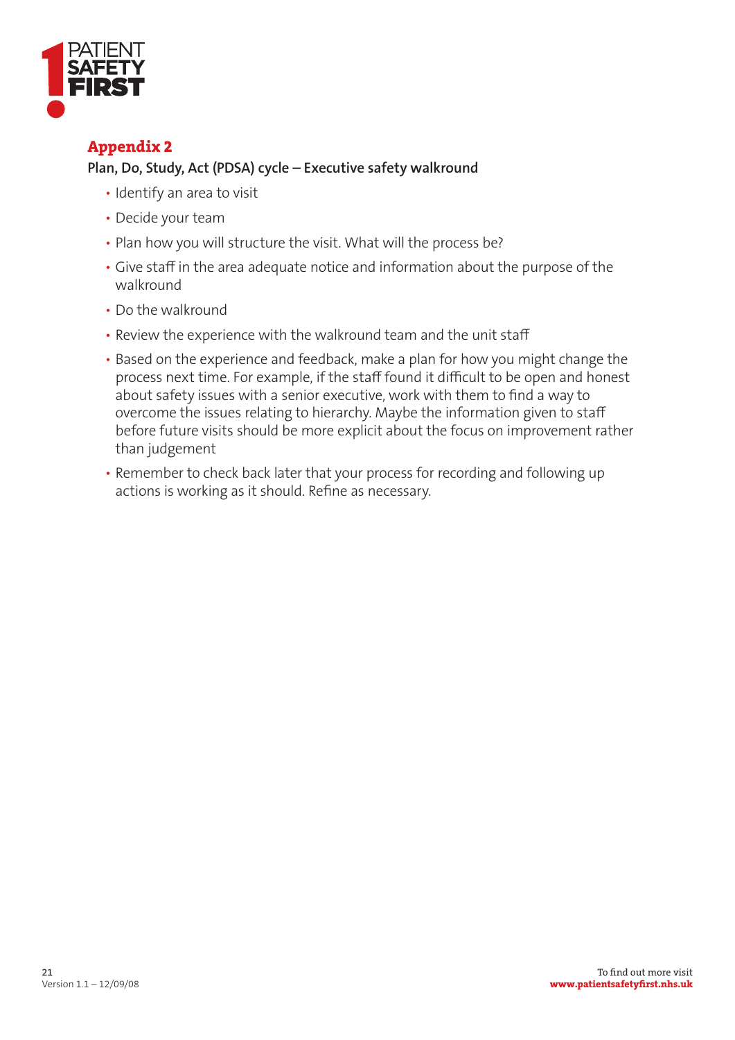## Appendix 2

**Plan, Do, Study, Act (PDSA) cycle – Executive safety walkround**

- Identify an area to visit
- Decide your team
- Plan how you will structure the visit. What will the process be?
- Give staff in the area adequate notice and information about the purpose of the walkround
- Do the walkround
- Review the experience with the walkround team and the unit staff
- Based on the experience and feedback, make a plan for how you might change the process next time. For example, if the staff found it difficult to be open and honest about safety issues with a senior executive, work with them to find a way to overcome the issues relating to hierarchy. Maybe the information given to staff before future visits should be more explicit about the focus on improvement rather than judgement
- Remember to check back later that your process for recording and following up actions is working as it should. Refine as necessary.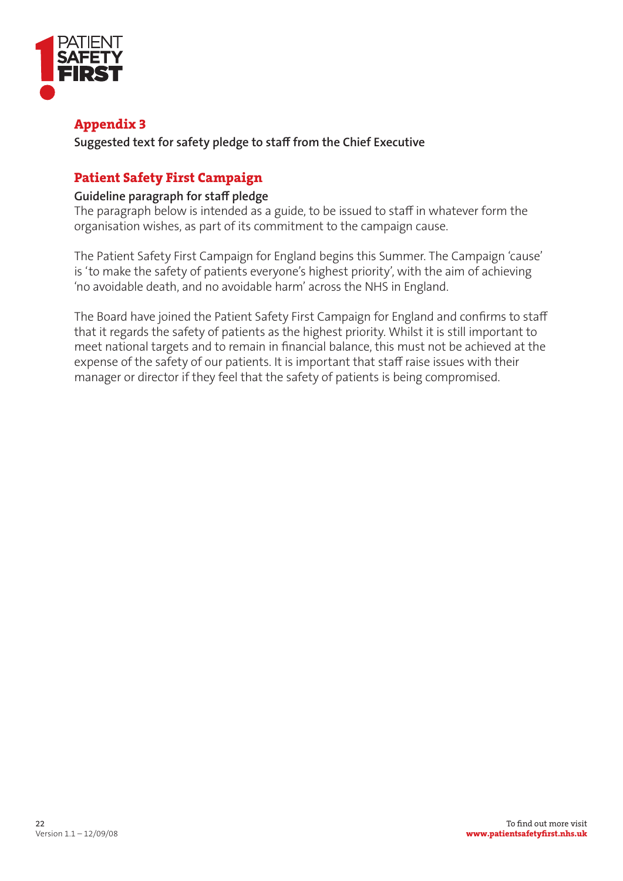## Appendix 3

**Suggested text for safety pledge to staff from the Chief Executive**

## Patient Safety First Campaign

**Guideline paragraph for staff pledge**

The paragraph below is intended as a guide, to be issued to staff in whatever form the organisation wishes, as part of its commitment to the campaign cause.

The Patient Safety First Campaign for England begins this Summer. The Campaign 'cause' is 'to make the safety of patients everyone's highest priority', with the aim of achieving 'no avoidable death, and no avoidable harm' across the NHS in England.

The Board have joined the Patient Safety First Campaign for England and confirms to staff that it regards the safety of patients as the highest priority. Whilst it is still important to meet national targets and to remain in financial balance, this must not be achieved at the expense of the safety of our patients. It is important that staff raise issues with their manager or director if they feel that the safety of patients is being compromised.